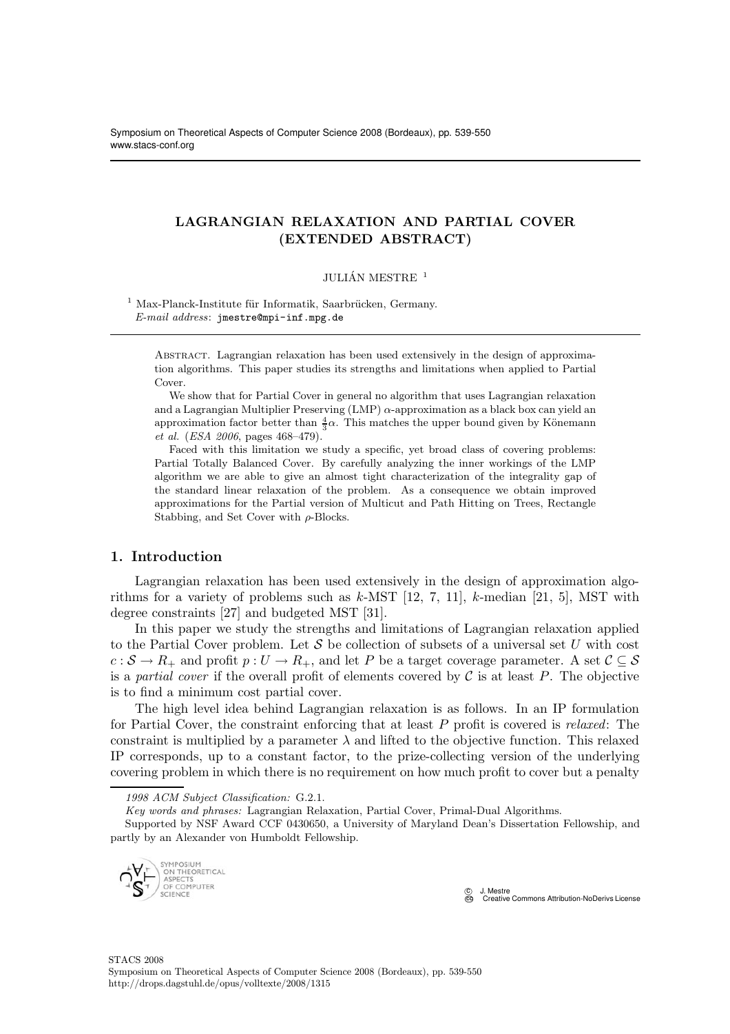# LAGRANGIAN RELAXATION AND PARTIAL COVER (EXTENDED ABSTRACT)

JULIÁN MESTRE [1]

[1] Max-Planck-Institute für Informatik, Saarbrücken, Germany.
*E-mail address*: jmestre@mpi-inf.mpg.de

Abstract. Lagrangian relaxation has been used extensively in the design of approximation algorithms. This paper studies its strengths and limitations when applied to Partial Cover.

We show that for Partial Cover in general no algorithm that uses Lagrangian relaxation and a Lagrangian Multiplier Preserving (LMP) $\alpha$-approximation as a black box can yield an approximation factor better than $\frac{4}{3}\alpha$. This matches the upper bound given by Könemann *et al.* (*ESA 2006*, pages 468–479).

Faced with this limitation we study a specific, yet broad class of covering problems: Partial Totally Balanced Cover. By carefully analyzing the inner workings of the LMP algorithm we are able to give an almost tight characterization of the integrality gap of the standard linear relaxation of the problem. As a consequence we obtain improved approximations for the Partial version of Multicut and Path Hitting on Trees, Rectangle Stabbing, and Set Cover with $\rho$-Blocks.

## 1. Introduction

Lagrangian relaxation has been used extensively in the design of approximation algorithms for a variety of problems such as $k$-MST [12, 7, 11], $k$-median [21, 5], MST with degree constraints [27] and budgeted MST [31].

In this paper we study the strengths and limitations of Lagrangian relaxation applied to the Partial Cover problem. Let $\mathcal{S}$ be collection of subsets of a universal set $U$ with cost $c : \mathcal{S} \to R_+$ and profit $p : U \to R_+$, and let $P$ be a target coverage parameter. A set $\mathcal{C} \subseteq \mathcal{S}$ is a *partial cover* if the overall profit of elements covered by $\mathcal{C}$ is at least $P$. The objective is to find a minimum cost partial cover.

The high level idea behind Lagrangian relaxation is as follows. In an IP formulation for Partial Cover, the constraint enforcing that at least $P$ profit is covered is *relaxed*: The constraint is multiplied by a parameter $\lambda$ and lifted to the objective function. This relaxed IP corresponds, up to a constant factor, to the prize-collecting version of the underlying covering problem in which there is no requirement on how much profit to cover but a penalty

---

*1998 ACM Subject Classification:* G.2.1.

*Key words and phrases:* Lagrangian Relaxation, Partial Cover, Primal-Dual Algorithms.

Supported by NSF Award CCF 0430650, a University of Maryland Dean's Dissertation Fellowship, and partly by an Alexander von Humboldt Fellowship.

© J. Mestre
Creative Commons Attribution-NoDerivs License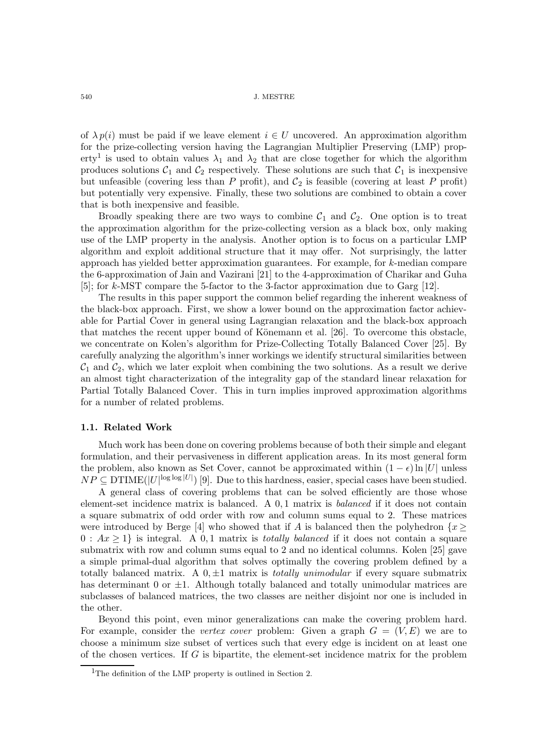of $\lambda p(i)$ must be paid if we leave element $i \in U$ uncovered. An approximation algorithm for the prize-collecting version having the Lagrangian Multiplier Preserving (LMP) property[1] is used to obtain values $\lambda_1$ and $\lambda_2$ that are close together for which the algorithm produces solutions $\mathcal{C}_1$ and $\mathcal{C}_2$ respectively. These solutions are such that $\mathcal{C}_1$ is inexpensive but unfeasible (covering less than $P$ profit), and $\mathcal{C}_2$ is feasible (covering at least $P$ profit) but potentially very expensive. Finally, these two solutions are combined to obtain a cover that is both inexpensive and feasible.

Broadly speaking there are two ways to combine $\mathcal{C}_1$ and $\mathcal{C}_2$. One option is to treat the approximation algorithm for the prize-collecting version as a black box, only making use of the LMP property in the analysis. Another option is to focus on a particular LMP algorithm and exploit additional structure that it may offer. Not surprisingly, the latter approach has yielded better approximation guarantees. For example, for $k$-median compare the 6-approximation of Jain and Vazirani [21] to the 4-approximation of Charikar and Guha [5]; for $k$-MST compare the 5-factor to the 3-factor approximation due to Garg [12].

The results in this paper support the common belief regarding the inherent weakness of the black-box approach. First, we show a lower bound on the approximation factor achievable for Partial Cover in general using Lagrangian relaxation and the black-box approach that matches the recent upper bound of Könemann et al. [26]. To overcome this obstacle, we concentrate on Kolen's algorithm for Prize-Collecting Totally Balanced Cover [25]. By carefully analyzing the algorithm's inner workings we identify structural similarities between $\mathcal{C}_1$ and $\mathcal{C}_2$, which we later exploit when combining the two solutions. As a result we derive an almost tight characterization of the integrality gap of the standard linear relaxation for Partial Totally Balanced Cover. This in turn implies improved approximation algorithms for a number of related problems.

### 1.1. Related Work

Much work has been done on covering problems because of both their simple and elegant formulation, and their pervasiveness in different application areas. In its most general form the problem, also known as Set Cover, cannot be approximated within $(1 - \epsilon) \ln |U|$ unless $NP \subseteq \text{DTIME}(|U|^{\log \log |U|})$ [9]. Due to this hardness, easier, special cases have been studied.

A general class of covering problems that can be solved efficiently are those whose element-set incidence matrix is balanced. A $0,1$ matrix is *balanced* if it does not contain a square submatrix of odd order with row and column sums equal to 2. These matrices were introduced by Berge [4] who showed that if $A$ is balanced then the polyhedron $\{x \geq 0 : Ax \geq 1\}$ is integral. A $0,1$ matrix is *totally balanced* if it does not contain a square submatrix with row and column sums equal to 2 and no identical columns. Kolen [25] gave a simple primal-dual algorithm that solves optimally the covering problem defined by a totally balanced matrix. A $0, \pm 1$ matrix is *totally unimodular* if every square submatrix has determinant 0 or $\pm 1$. Although totally balanced and totally unimodular matrices are subclasses of balanced matrices, the two classes are neither disjoint nor one is included in the other.

Beyond this point, even minor generalizations can make the covering problem hard. For example, consider the *vertex cover* problem: Given a graph $G = (V, E)$ we are to choose a minimum size subset of vertices such that every edge is incident on at least one of the chosen vertices. If $G$ is bipartite, the element-set incidence matrix for the problem

[1] The definition of the LMP property is outlined in Section 2.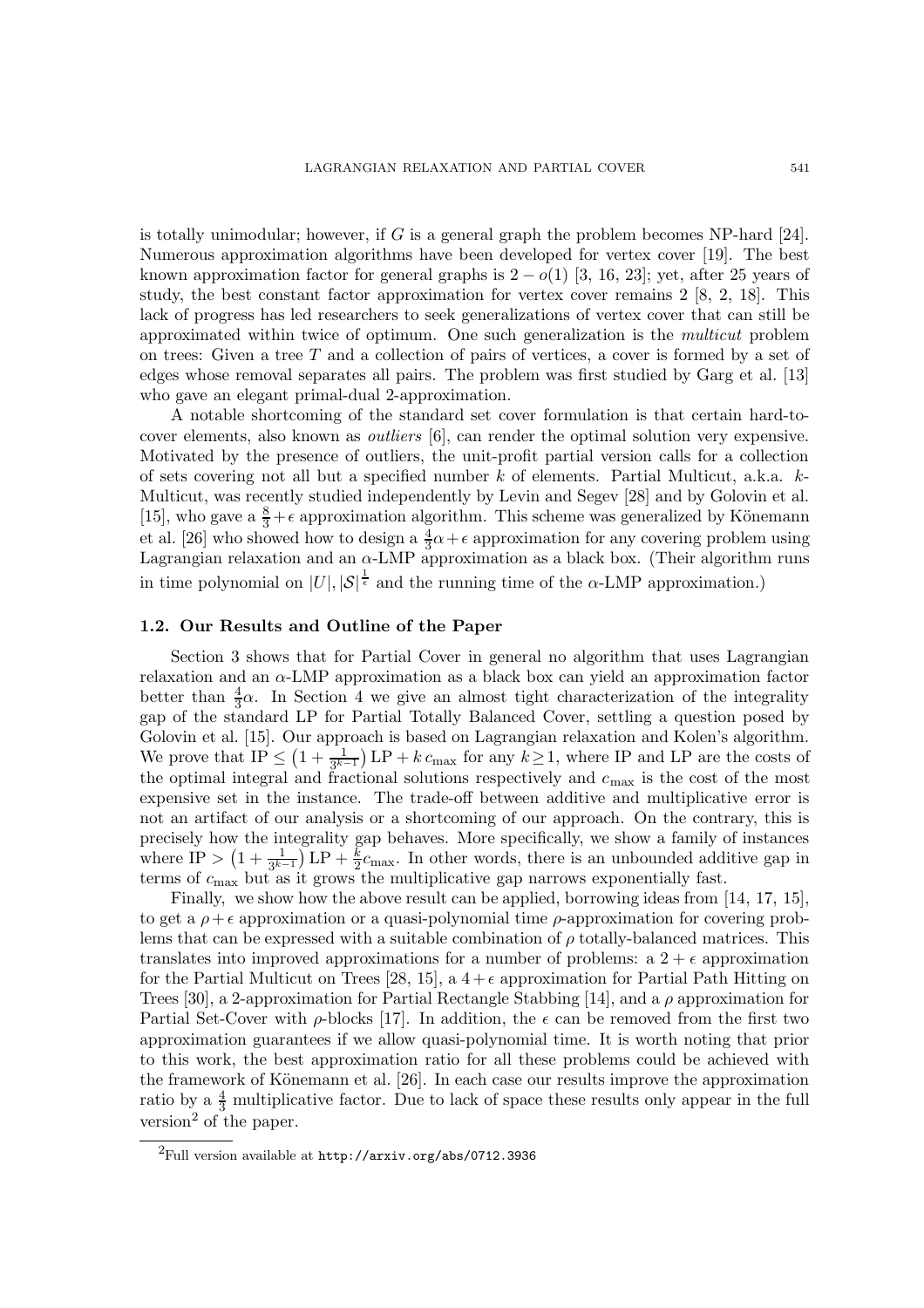is totally unimodular; however, if $G$ is a general graph the problem becomes NP-hard [24]. Numerous approximation algorithms have been developed for vertex cover [19]. The best known approximation factor for general graphs is $2 - o(1)$ [3, 16, 23]; yet, after 25 years of study, the best constant factor approximation for vertex cover remains 2 [8, 2, 18]. This lack of progress has led researchers to seek generalizations of vertex cover that can still be approximated within twice of optimum. One such generalization is the *multicut* problem on trees: Given a tree $T$ and a collection of pairs of vertices, a cover is formed by a set of edges whose removal separates all pairs. The problem was first studied by Garg et al. [13] who gave an elegant primal-dual 2-approximation.

A notable shortcoming of the standard set cover formulation is that certain hard-to-cover elements, also known as *outliers* [6], can render the optimal solution very expensive. Motivated by the presence of outliers, the unit-profit partial version calls for a collection of sets covering not all but a specified number $k$ of elements. Partial Multicut, a.k.a. $k$-Multicut, was recently studied independently by Levin and Segev [28] and by Golovin et al. [15], who gave a $\frac{8}{3} + \epsilon$ approximation algorithm. This scheme was generalized by Könemann et al. [26] who showed how to design a $\frac{4}{3}\alpha + \epsilon$ approximation for any covering problem using Lagrangian relaxation and an $\alpha$-LMP approximation as a black box. (Their algorithm runs in time polynomial on $|U|, |\mathcal{S}|^{\frac{1}{\epsilon}}$ and the running time of the $\alpha$-LMP approximation.)

### 1.2. Our Results and Outline of the Paper

Section 3 shows that for Partial Cover in general no algorithm that uses Lagrangian relaxation and an $\alpha$-LMP approximation as a black box can yield an approximation factor better than $\frac{4}{3}\alpha$. In Section 4 we give an almost tight characterization of the integrality gap of the standard LP for Partial Totally Balanced Cover, settling a question posed by Golovin et al. [15]. Our approach is based on Lagrangian relaxation and Kolen's algorithm. We prove that $\text{IP} \leq \left(1 + \frac{1}{3^{k-1}}\right) \text{LP} + k\, c_{\max}$ for any $k \geq 1$, where IP and LP are the costs of the optimal integral and fractional solutions respectively and $c_{\max}$ is the cost of the most expensive set in the instance. The trade-off between additive and multiplicative error is not an artifact of our analysis or a shortcoming of our approach. On the contrary, this is precisely how the integrality gap behaves. More specifically, we show a family of instances where $\text{IP} > \left(1 + \frac{1}{3^{k-1}}\right) \text{LP} + \frac{k}{2} c_{\max}$. In other words, there is an unbounded additive gap in terms of $c_{\max}$ but as it grows the multiplicative gap narrows exponentially fast.

Finally, we show how the above result can be applied, borrowing ideas from [14, 17, 15], to get a $\rho + \epsilon$ approximation or a quasi-polynomial time $\rho$-approximation for covering problems that can be expressed with a suitable combination of $\rho$ totally-balanced matrices. This translates into improved approximations for a number of problems: a $2 + \epsilon$ approximation for the Partial Multicut on Trees [28, 15], a $4 + \epsilon$ approximation for Partial Path Hitting on Trees [30], a 2-approximation for Partial Rectangle Stabbing [14], and a $\rho$ approximation for Partial Set-Cover with $\rho$-blocks [17]. In addition, the $\epsilon$ can be removed from the first two approximation guarantees if we allow quasi-polynomial time. It is worth noting that prior to this work, the best approximation ratio for all these problems could be achieved with the framework of Könemann et al. [26]. In each case our results improve the approximation ratio by a $\frac{4}{3}$ multiplicative factor. Due to lack of space these results only appear in the full version[2] of the paper.

[2] Full version available at http://arxiv.org/abs/0712.3936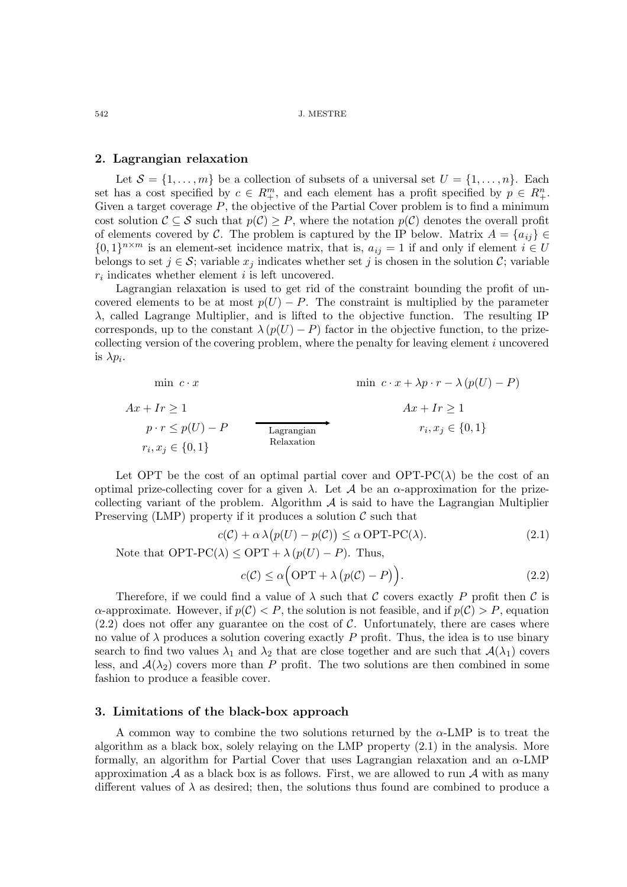## 2. Lagrangian relaxation

Let $\mathcal{S} = \{1, \ldots, m\}$ be a collection of subsets of a universal set $U = \{1, \ldots, n\}$. Each set has a cost specified by $c \in R_+^m$, and each element has a profit specified by $p \in R_+^n$. Given a target coverage $P$, the objective of the Partial Cover problem is to find a minimum cost solution $\mathcal{C} \subseteq \mathcal{S}$ such that $p(\mathcal{C}) \geq P$, where the notation $p(\mathcal{C})$ denotes the overall profit of elements covered by $\mathcal{C}$. The problem is captured by the IP below. Matrix $A = \{a_{ij}\} \in \{0,1\}^{n \times m}$ is an element-set incidence matrix, that is, $a_{ij} = 1$ if and only if element $i \in U$ belongs to set $j \in \mathcal{S}$; variable $x_j$ indicates whether set $j$ is chosen in the solution $\mathcal{C}$; variable $r_i$ indicates whether element $i$ is left uncovered.

Lagrangian relaxation is used to get rid of the constraint bounding the profit of uncovered elements to be at most $p(U) - P$. The constraint is multiplied by the parameter $\lambda$, called Lagrange Multiplier, and is lifted to the objective function. The resulting IP corresponds, up to the constant $\lambda\,(p(U) - P)$ factor in the objective function, to the prize-collecting version of the covering problem, where the penalty for leaving element $i$ uncovered is $\lambda p_i$.

$$
\begin{array}{lcl}
\min\ c \cdot x & & \min\ c \cdot x + \lambda p \cdot r - \lambda\,(p(U) - P) \\
Ax + Ir \geq 1 & \xrightarrow{\text{Lagrangian Relaxation}} & Ax + Ir \geq 1 \\
p \cdot r \leq p(U) - P & & r_i, x_j \in \{0,1\} \\
r_i, x_j \in \{0,1\} & &
\end{array}
$$

Let OPT be the cost of an optimal partial cover and OPT-PC($\lambda$) be the cost of an optimal prize-collecting cover for a given $\lambda$. Let $\mathcal{A}$ be an $\alpha$-approximation for the prize-collecting variant of the problem. Algorithm $\mathcal{A}$ is said to have the Lagrangian Multiplier Preserving (LMP) property if it produces a solution $\mathcal{C}$ such that

$$
c(\mathcal{C}) + \alpha\,\lambda\big(p(U) - p(\mathcal{C})\big) \leq \alpha\,\text{OPT-PC}(\lambda). \tag{2.1}
$$

Note that $\text{OPT-PC}(\lambda) \leq \text{OPT} + \lambda\,(p(U) - P)$. Thus,

$$
c(\mathcal{C}) \leq \alpha\Big(\text{OPT} + \lambda\,\big(p(\mathcal{C}) - P\big)\Big). \tag{2.2}
$$

Therefore, if we could find a value of $\lambda$ such that $\mathcal{C}$ covers exactly $P$ profit then $\mathcal{C}$ is $\alpha$-approximate. However, if $p(\mathcal{C}) < P$, the solution is not feasible, and if $p(\mathcal{C}) > P$, equation (2.2) does not offer any guarantee on the cost of $\mathcal{C}$. Unfortunately, there are cases where no value of $\lambda$ produces a solution covering exactly $P$ profit. Thus, the idea is to use binary search to find two values $\lambda_1$ and $\lambda_2$ that are close together and are such that $\mathcal{A}(\lambda_1)$ covers less, and $\mathcal{A}(\lambda_2)$ covers more than $P$ profit. The two solutions are then combined in some fashion to produce a feasible cover.

## 3. Limitations of the black-box approach

A common way to combine the two solutions returned by the $\alpha$-LMP is to treat the algorithm as a black box, solely relaying on the LMP property (2.1) in the analysis. More formally, an algorithm for Partial Cover that uses Lagrangian relaxation and an $\alpha$-LMP approximation $\mathcal{A}$ as a black box is as follows. First, we are allowed to run $\mathcal{A}$ with as many different values of $\lambda$ as desired; then, the solutions thus found are combined to produce a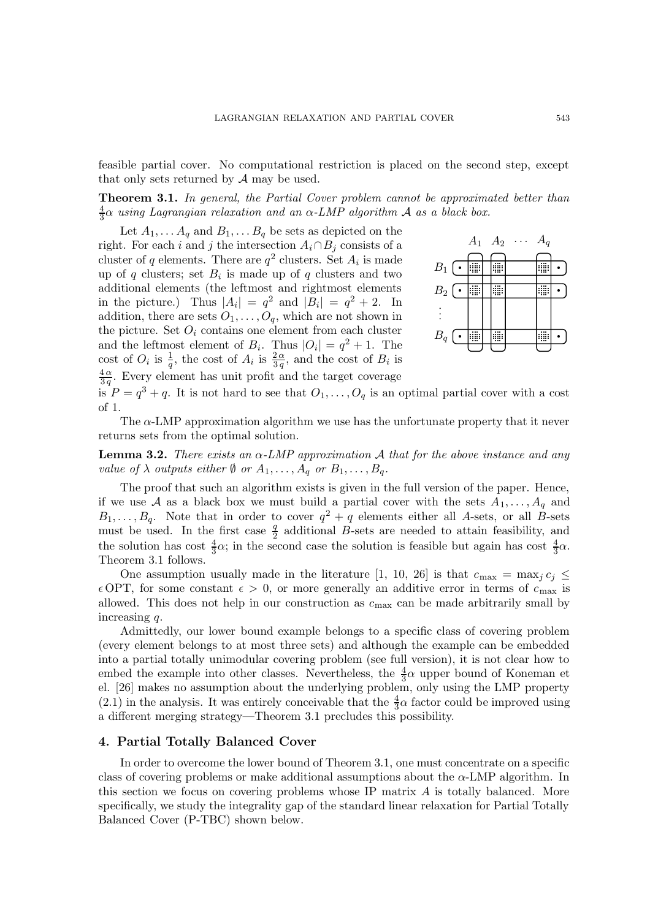feasible partial cover. No computational restriction is placed on the second step, except that only sets returned by $\mathcal{A}$ may be used.

**Theorem 3.1.** *In general, the Partial Cover problem cannot be approximated better than $\frac{4}{3}\alpha$ using Lagrangian relaxation and an $\alpha$-LMP algorithm $\mathcal{A}$ as a black box.*

Let $A_1, \dots A_q$ and $B_1, \dots B_q$ be sets as depicted on the right. For each $i$ and $j$ the intersection $A_i \cap B_j$ consists of a cluster of $q$ elements. There are $q^2$ clusters. Set $A_i$ is made up of $q$ clusters; set $B_i$ is made up of $q$ clusters and two additional elements (the leftmost and rightmost elements in the picture.) Thus $|A_i| = q^2$ and $|B_i| = q^2 + 2$. In addition, there are sets $O_1, \dots, O_q$, which are not shown in the picture. Set $O_i$ contains one element from each cluster and the leftmost element of $B_i$. Thus $|O_i| = q^2 + 1$. The cost of $O_i$ is $\frac{1}{q}$, the cost of $A_i$ is $\frac{2\alpha}{3q}$, and the cost of $B_i$ is $\frac{4\alpha}{3q}$. Every element has unit profit and the target coverage is $P = q^3 + q$. It is not hard to see that $O_1, \dots, O_q$ is an optimal partial cover with a cost of 1.

The $\alpha$-LMP approximation algorithm we use has the unfortunate property that it never returns sets from the optimal solution.

**Lemma 3.2.** *There exists an $\alpha$-LMP approximation $\mathcal{A}$ that for the above instance and any value of $\lambda$ outputs either $\emptyset$ or $A_1, \dots, A_q$ or $B_1, \dots, B_q$.*

The proof that such an algorithm exists is given in the full version of the paper. Hence, if we use $\mathcal{A}$ as a black box we must build a partial cover with the sets $A_1, \dots, A_q$ and $B_1, \dots, B_q$. Note that in order to cover $q^2 + q$ elements either all $A$-sets, or all $B$-sets must be used. In the first case $\frac{q}{2}$ additional $B$-sets are needed to attain feasibility, and the solution has cost $\frac{4}{3}\alpha$; in the second case the solution is feasible but again has cost $\frac{4}{3}\alpha$. Theorem 3.1 follows.

One assumption usually made in the literature [1, 10, 26] is that $c_{\max} = \max_j c_j \leq \epsilon\,\mathrm{OPT}$, for some constant $\epsilon > 0$, or more generally an additive error in terms of $c_{\max}$ is allowed. This does not help in our construction as $c_{\max}$ can be made arbitrarily small by increasing $q$.

Admittedly, our lower bound example belongs to a specific class of covering problem (every element belongs to at most three sets) and although the example can be embedded into a partial totally unimodular covering problem (see full version), it is not clear how to embed the example into other classes. Nevertheless, the $\frac{4}{3}\alpha$ upper bound of Koneman et el. [26] makes no assumption about the underlying problem, only using the LMP property (2.1) in the analysis. It was entirely conceivable that the $\frac{4}{3}\alpha$ factor could be improved using a different merging strategy—Theorem 3.1 precludes this possibility.

## 4. Partial Totally Balanced Cover

In order to overcome the lower bound of Theorem 3.1, one must concentrate on a specific class of covering problems or make additional assumptions about the $\alpha$-LMP algorithm. In this section we focus on covering problems whose IP matrix $A$ is totally balanced. More specifically, we study the integrality gap of the standard linear relaxation for Partial Totally Balanced Cover (P-TBC) shown below.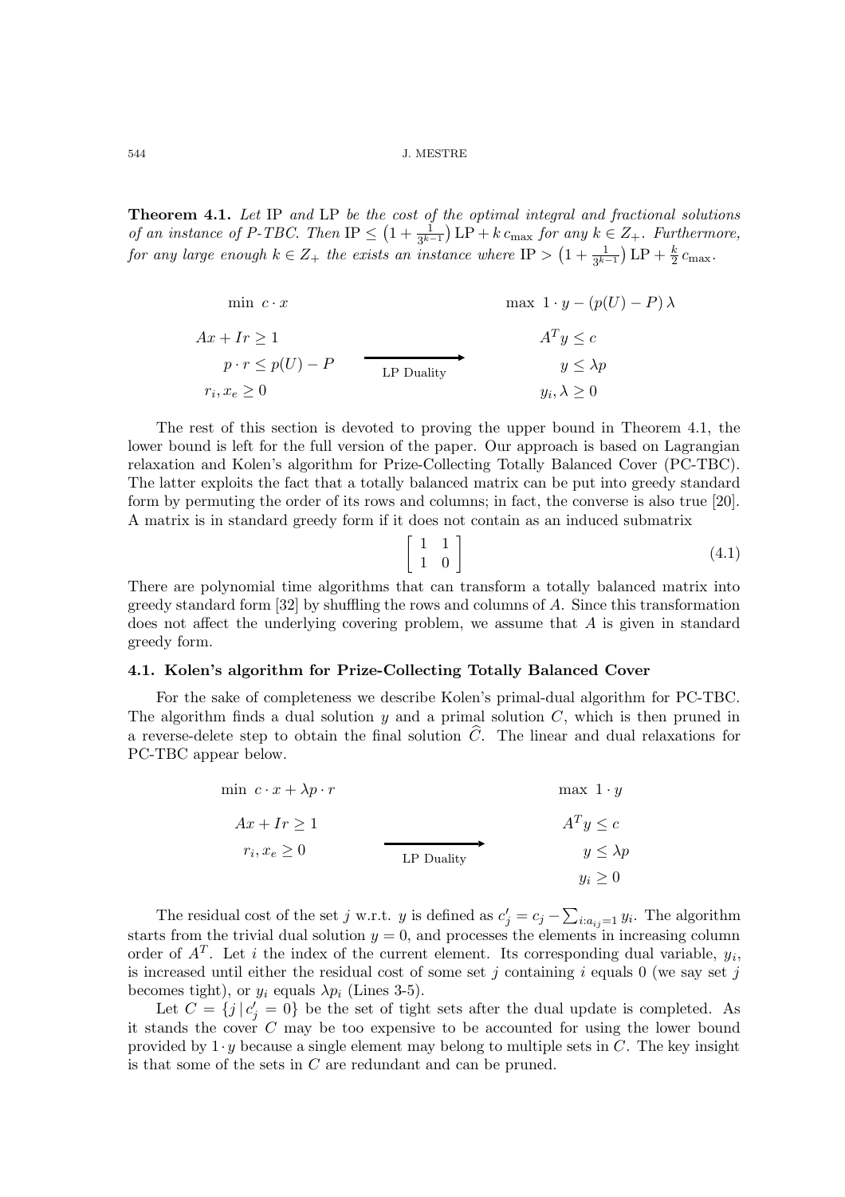**Theorem 4.1.** *Let* IP *and* LP *be the cost of the optimal integral and fractional solutions of an instance of P-TBC. Then* $\text{IP} \leq \left(1 + \frac{1}{3^{k-1}}\right) \text{LP} + k\, c_{\max}$ *for any* $k \in Z_+$*. Furthermore, for any large enough* $k \in Z_+$ *the exists an instance where* $\text{IP} > \left(1 + \frac{1}{3^{k-1}}\right) \text{LP} + \frac{k}{2}\, c_{\max}$.

$$
\begin{array}{lcl}
\min\ c \cdot x & & \max\ 1 \cdot y - (p(U) - P)\,\lambda \\
Ax + Ir \geq 1 & & A^T y \leq c \\
p \cdot r \leq p(U) - P & \xrightarrow[\text{LP Duality}]{} & y \leq \lambda p \\
r_i, x_e \geq 0 & & y_i, \lambda \geq 0
\end{array}
$$

The rest of this section is devoted to proving the upper bound in Theorem 4.1, the lower bound is left for the full version of the paper. Our approach is based on Lagrangian relaxation and Kolen's algorithm for Prize-Collecting Totally Balanced Cover (PC-TBC). The latter exploits the fact that a totally balanced matrix can be put into greedy standard form by permuting the order of its rows and columns; in fact, the converse is also true [20]. A matrix is in standard greedy form if it does not contain as an induced submatrix

$$
\begin{bmatrix} 1 & 1 \\ 1 & 0 \end{bmatrix} \tag{4.1}
$$

There are polynomial time algorithms that can transform a totally balanced matrix into greedy standard form [32] by shuffling the rows and columns of $A$. Since this transformation does not affect the underlying covering problem, we assume that $A$ is given in standard greedy form.

### 4.1. Kolen's algorithm for Prize-Collecting Totally Balanced Cover

For the sake of completeness we describe Kolen's primal-dual algorithm for PC-TBC. The algorithm finds a dual solution $y$ and a primal solution $C$, which is then pruned in a reverse-delete step to obtain the final solution $\widehat{C}$. The linear and dual relaxations for PC-TBC appear below.

$$
\begin{array}{lcl}
\min\ c \cdot x + \lambda p \cdot r & & \max\ 1 \cdot y \\
Ax + Ir \geq 1 & & A^T y \leq c \\
r_i, x_e \geq 0 & \xrightarrow[\text{LP Duality}]{} & y \leq \lambda p \\
 & & y_i \geq 0
\end{array}
$$

The residual cost of the set $j$ w.r.t. $y$ is defined as $c'_j = c_j - \sum_{i: a_{ij} = 1} y_i$. The algorithm starts from the trivial dual solution $y = 0$, and processes the elements in increasing column order of $A^T$. Let $i$ the index of the current element. Its corresponding dual variable, $y_i$, is increased until either the residual cost of some set $j$ containing $i$ equals 0 (we say set $j$ becomes tight), or $y_i$ equals $\lambda p_i$ (Lines 3-5).

Let $C = \{j \,|\, c'_j = 0\}$ be the set of tight sets after the dual update is completed. As it stands the cover $C$ may be too expensive to be accounted for using the lower bound provided by $1 \cdot y$ because a single element may belong to multiple sets in $C$. The key insight is that some of the sets in $C$ are redundant and can be pruned.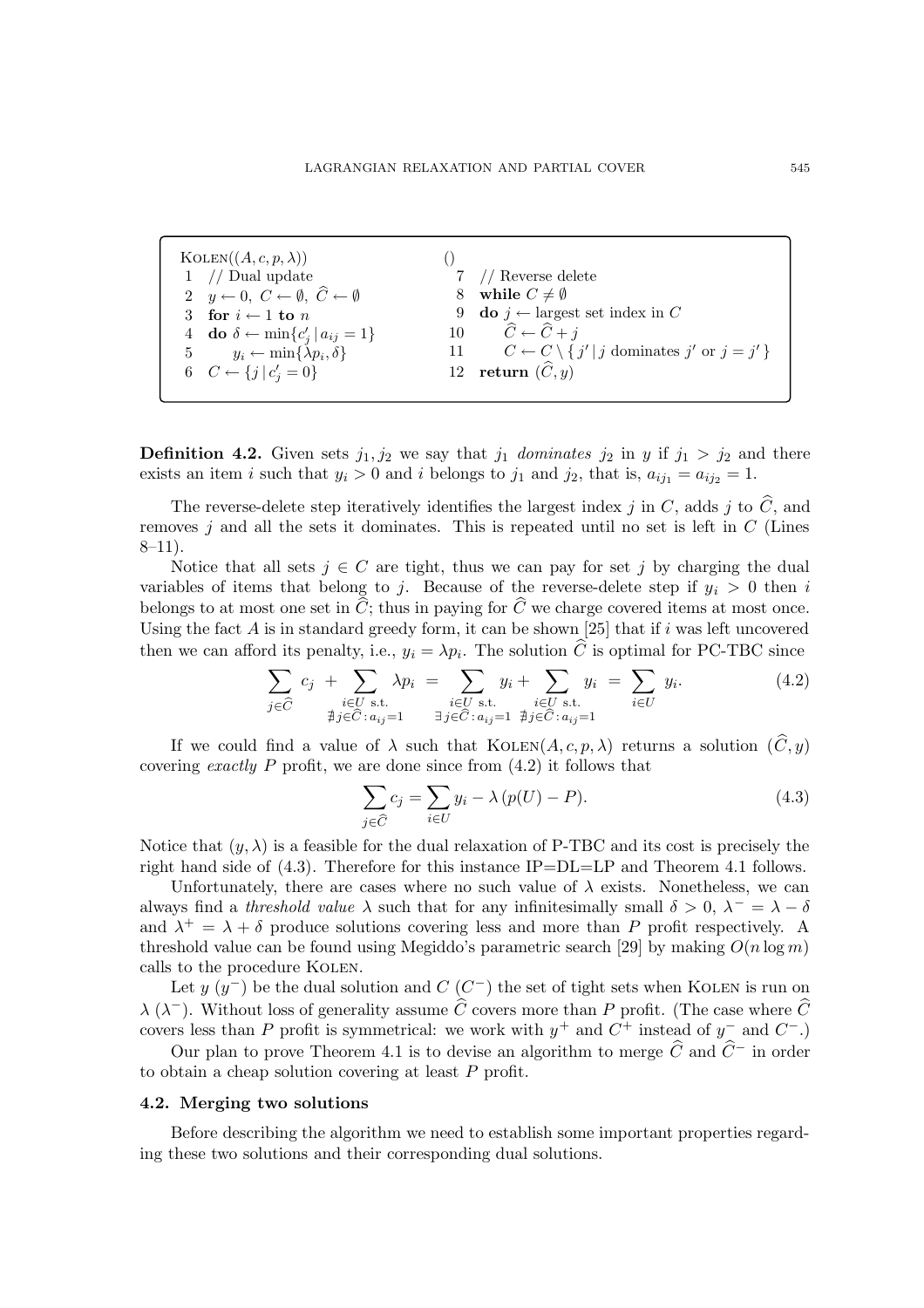```
KOLEN((A, c, p, λ))                          ()
1  // Dual update                            7  // Reverse delete
2  y ← 0, C ← ∅, Ĉ ← ∅                      8  while C ≠ ∅
3  for i ← 1 to n                            9  do j ← largest set index in C
4  do δ ← min{c'_j | a_ij = 1}              10     Ĉ ← Ĉ + j
5     y_i ← min{λp_i, δ}                    11     C ← C \ { j' | j dominates j' or j = j' }
6  C ← {j | c'_j = 0}                       12  return (Ĉ, y)
```

**Definition 4.2.** Given sets $j_1, j_2$ we say that $j_1$ *dominates* $j_2$ in $y$ if $j_1 > j_2$ and there exists an item $i$ such that $y_i > 0$ and $i$ belongs to $j_1$ and $j_2$, that is, $a_{ij_1} = a_{ij_2} = 1$.

The reverse-delete step iteratively identifies the largest index $j$ in $C$, adds $j$ to $\widehat{C}$, and removes $j$ and all the sets it dominates. This is repeated until no set is left in $C$ (Lines 8–11).

Notice that all sets $j \in C$ are tight, thus we can pay for set $j$ by charging the dual variables of items that belong to $j$. Because of the reverse-delete step if $y_i > 0$ then $i$ belongs to at most one set in $\widehat{C}$; thus in paying for $\widehat{C}$ we charge covered items at most once. Using the fact $A$ is in standard greedy form, it can be shown [25] that if $i$ was left uncovered then we can afford its penalty, i.e., $y_i = \lambda p_i$. The solution $\widehat{C}$ is optimal for PC-TBC since

$$\sum_{j \in \widehat{C}} c_j \; + \sum_{\substack{i \in U \text{ s.t.} \\ \nexists j \in \widehat{C} : a_{ij}=1}} \lambda p_i \; = \sum_{\substack{i \in U \text{ s.t.} \\ \exists j \in \widehat{C} : a_{ij}=1}} y_i + \sum_{\substack{i \in U \text{ s.t.} \\ \nexists j \in \widehat{C} : a_{ij}=1}} y_i \; = \sum_{i \in U} y_i. \tag{4.2}$$

If we could find a value of $\lambda$ such that $\text{KOLEN}(A, c, p, \lambda)$ returns a solution $(\widehat{C}, y)$ covering *exactly* $P$ profit, we are done since from (4.2) it follows that

$$\sum_{j \in \widehat{C}} c_j = \sum_{i \in U} y_i - \lambda \, (p(U) - P). \tag{4.3}$$

Notice that $(y, \lambda)$ is a feasible for the dual relaxation of P-TBC and its cost is precisely the right hand side of (4.3). Therefore for this instance IP=DL=LP and Theorem 4.1 follows.

Unfortunately, there are cases where no such value of $\lambda$ exists. Nonetheless, we can always find a *threshold value* $\lambda$ such that for any infinitesimally small $\delta > 0$, $\lambda^- = \lambda - \delta$ and $\lambda^+ = \lambda + \delta$ produce solutions covering less and more than $P$ profit respectively. A threshold value can be found using Megiddo's parametric search [29] by making $O(n \log m)$ calls to the procedure KOLEN.

Let $y$ ($y^-$) be the dual solution and $C$ ($C^-$) the set of tight sets when KOLEN is run on $\lambda$ ($\lambda^-$). Without loss of generality assume $\widehat{C}$ covers more than $P$ profit. (The case where $\widehat{C}$ covers less than $P$ profit is symmetrical: we work with $y^+$ and $C^+$ instead of $y^-$ and $C^-$.)

Our plan to prove Theorem 4.1 is to devise an algorithm to merge $\widehat{C}$ and $\widehat{C}^-$ in order to obtain a cheap solution covering at least $P$ profit.

### 4.2. Merging two solutions

Before describing the algorithm we need to establish some important properties regarding these two solutions and their corresponding dual solutions.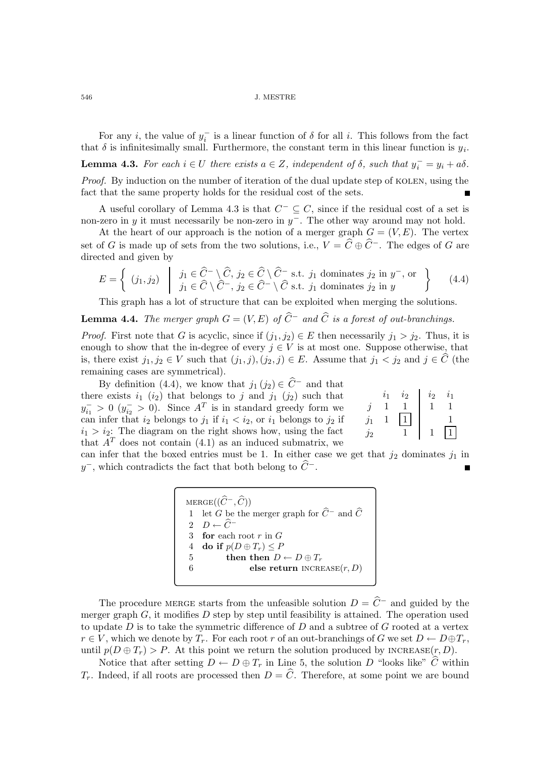For any $i$, the value of $y_i^-$ is a linear function of $\delta$ for all $i$. This follows from the fact that $\delta$ is infinitesimally small. Furthermore, the constant term in this linear function is $y_i$.

**Lemma 4.3.** *For each $i \in U$ there exists $a \in Z$, independent of $\delta$, such that $y_i^- = y_i + a\delta$.*

*Proof.* By induction on the number of iteration of the dual update step of KOLEN, using the fact that the same property holds for the residual cost of the sets. ∎

A useful corollary of Lemma 4.3 is that $C^- \subseteq C$, since if the residual cost of a set is non-zero in $y$ it must necessarily be non-zero in $y^-$. The other way around may not hold.

At the heart of our approach is the notion of a merger graph $G = (V, E)$. The vertex set of $G$ is made up of sets from the two solutions, i.e., $V = \widehat{C} \oplus \widehat{C}^-$. The edges of $G$ are directed and given by

$$E = \left\{ (j_1, j_2) \;\middle|\; \begin{array}{l} j_1 \in \widehat{C}^- \setminus \widehat{C},\, j_2 \in \widehat{C} \setminus \widehat{C}^- \text{ s.t. } j_1 \text{ dominates } j_2 \text{ in } y^-, \text{ or} \\ j_1 \in \widehat{C} \setminus \widehat{C}^-,\, j_2 \in \widehat{C}^- \setminus \widehat{C} \text{ s.t. } j_1 \text{ dominates } j_2 \text{ in } y \end{array} \right\} \tag{4.4}$$

This graph has a lot of structure that can be exploited when merging the solutions.

**Lemma 4.4.** *The merger graph $G = (V, E)$ of $\widehat{C}^-$ and $\widehat{C}$ is a forest of out-branchings.*

*Proof.* First note that $G$ is acyclic, since if $(j_1, j_2) \in E$ then necessarily $j_1 > j_2$. Thus, it is enough to show that the in-degree of every $j \in V$ is at most one. Suppose otherwise, that is, there exist $j_1, j_2 \in V$ such that $(j_1, j), (j_2, j) \in E$. Assume that $j_1 < j_2$ and $j \in \widehat{C}$ (the remaining cases are symmetrical).

By definition (4.4), we know that $j_1\,(j_2) \in \widehat{C}^-$ and that there exists $i_1\,(i_2)$ that belongs to $j$ and $j_1\,(j_2)$ such that $y_{i_1}^- > 0$ ($y_{i_2}^- > 0$). Since $A^T$ is in standard greedy form we can infer that $i_2$ belongs to $j_1$ if $i_1 < i_2$, or $i_1$ belongs to $j_2$ if $i_1 > i_2$: The diagram on the right shows how, using the fact that $A^T$ does not contain (4.1) as an induced submatrix, we can infer that the boxed entries must be 1. In either case we get that $j_2$ dominates $j_1$ in $y^-$, which contradicts the fact that both belong to $\widehat{C}^-$. ∎

|  | $i_1$ | $i_2$ | $i_2$ | $i_1$ |
|---|---|---|---|---|
| $j$ | 1 | 1 | 1 | 1 |
| $j_1$ | 1 | [1] |  | 1 |
| $j_2$ |  | 1 | 1 | [1] |

```
MERGE((Ĉ⁻, Ĉ))
1  let G be the merger graph for Ĉ⁻ and Ĉ
2  D ← Ĉ⁻
3  for each root r in G
4  do if p(D ⊕ T_r) ≤ P
5        then then D ← D ⊕ T_r
6              else return INCREASE(r, D)
```

The procedure MERGE starts from the unfeasible solution $D = \widehat{C}^-$ and guided by the merger graph $G$, it modifies $D$ step by step until feasibility is attained. The operation used to update $D$ is to take the symmetric difference of $D$ and a subtree of $G$ rooted at a vertex $r \in V$, which we denote by $T_r$. For each root $r$ of an out-branchings of $G$ we set $D \leftarrow D \oplus T_r$, until $p(D \oplus T_r) > P$. At this point we return the solution produced by INCREASE$(r, D)$.

Notice that after setting $D \leftarrow D \oplus T_r$ in Line 5, the solution $D$ "looks like" $\widehat{C}$ within $T_r$. Indeed, if all roots are processed then $D = \widehat{C}$. Therefore, at some point we are bound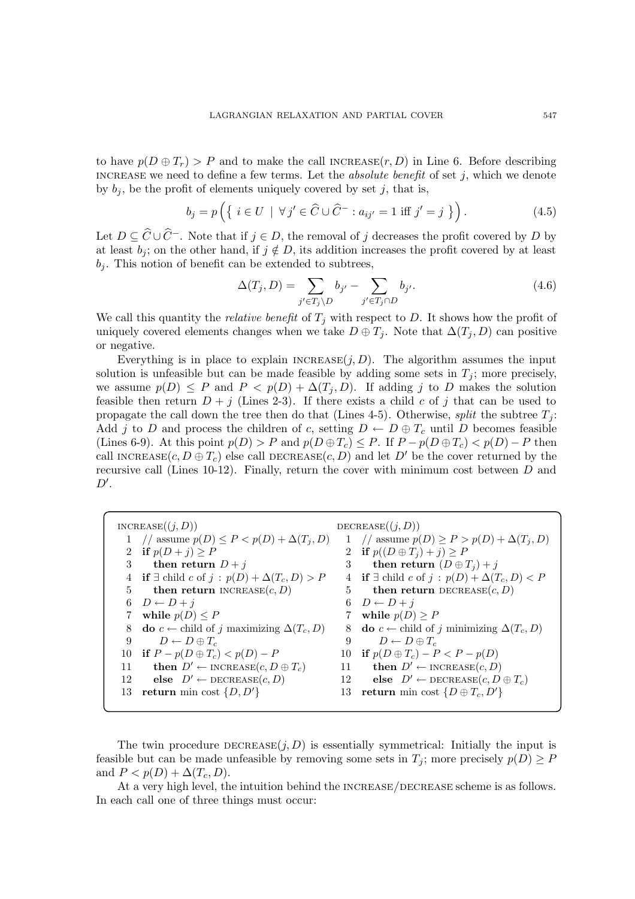to have $p(D \oplus T_r) > P$ and to make the call INCREASE$(r, D)$ in Line 6. Before describing INCREASE we need to define a few terms. Let the *absolute benefit* of set $j$, which we denote by $b_j$, be the profit of elements uniquely covered by set $j$, that is,

$$b_j = p\Big(\big\{\ i \in U \ \mid\ \forall j' \in \widehat{C} \cup \widehat{C}^- : a_{ij'} = 1 \text{ iff } j' = j\ \big\}\Big). \tag{4.5}$$

Let $D \subseteq \widehat{C} \cup \widehat{C}^-$. Note that if $j \in D$, the removal of $j$ decreases the profit covered by $D$ by at least $b_j$; on the other hand, if $j \notin D$, its addition increases the profit covered by at least $b_j$. This notion of benefit can be extended to subtrees,

$$\Delta(T_j, D) = \sum_{j' \in T_j \setminus D} b_{j'} - \sum_{j' \in T_j \cap D} b_{j'}. \tag{4.6}$$

We call this quantity the *relative benefit* of $T_j$ with respect to $D$. It shows how the profit of uniquely covered elements changes when we take $D \oplus T_j$. Note that $\Delta(T_j, D)$ can positive or negative.

Everything is in place to explain INCREASE$(j, D)$. The algorithm assumes the input solution is unfeasible but can be made feasible by adding some sets in $T_j$; more precisely, we assume $p(D) \leq P$ and $P < p(D) + \Delta(T_j, D)$. If adding $j$ to $D$ makes the solution feasible then return $D + j$ (Lines 2-3). If there exists a child $c$ of $j$ that can be used to propagate the call down the tree then do that (Lines 4-5). Otherwise, *split* the subtree $T_j$: Add $j$ to $D$ and process the children of $c$, setting $D \leftarrow D \oplus T_c$ until $D$ becomes feasible (Lines 6-9). At this point $p(D) > P$ and $p(D \oplus T_c) \leq P$. If $P - p(D \oplus T_c) < p(D) - P$ then call INCREASE$(c, D \oplus T_c)$ else call DECREASE$(c, D)$ and let $D'$ be the cover returned by the recursive call (Lines 10-12). Finally, return the cover with minimum cost between $D$ and $D'$.

```
INCREASE((j, D))
 1  // assume p(D) ≤ P < p(D) + Δ(T_j, D)
 2  if p(D + j) ≥ P
 3      then return D + j
 4  if ∃ child c of j : p(D) + Δ(T_c, D) > P
 5      then return INCREASE(c, D)
 6  D ← D + j
 7  while p(D) ≤ P
 8  do c ← child of j maximizing Δ(T_c, D)
 9      D ← D ⊕ T_c
10  if P − p(D ⊕ T_c) < p(D) − P
11      then D' ← INCREASE(c, D ⊕ T_c)
12      else  D' ← DECREASE(c, D)
13  return min cost {D, D'}
```

```
DECREASE((j, D))
 1  // assume p(D) ≥ P > p(D) + Δ(T_j, D)
 2  if p((D ⊕ T_j) + j) ≥ P
 3      then return (D ⊕ T_j) + j
 4  if ∃ child c of j : p(D) + Δ(T_c, D) < P
 5      then return DECREASE(c, D)
 6  D ← D + j
 7  while p(D) ≥ P
 8  do c ← child of j minimizing Δ(T_c, D)
 9      D ← D ⊕ T_c
10  if p(D ⊕ T_c) − P < P − p(D)
11      then D' ← INCREASE(c, D)
12      else  D' ← DECREASE(c, D ⊕ T_c)
13  return min cost {D ⊕ T_c, D'}
```

The twin procedure DECREASE$(j, D)$ is essentially symmetrical: Initially the input is feasible but can be made unfeasible by removing some sets in $T_j$; more precisely $p(D) \geq P$ and $P < p(D) + \Delta(T_c, D)$.

At a very high level, the intuition behind the INCREASE/DECREASE scheme is as follows. In each call one of three things must occur: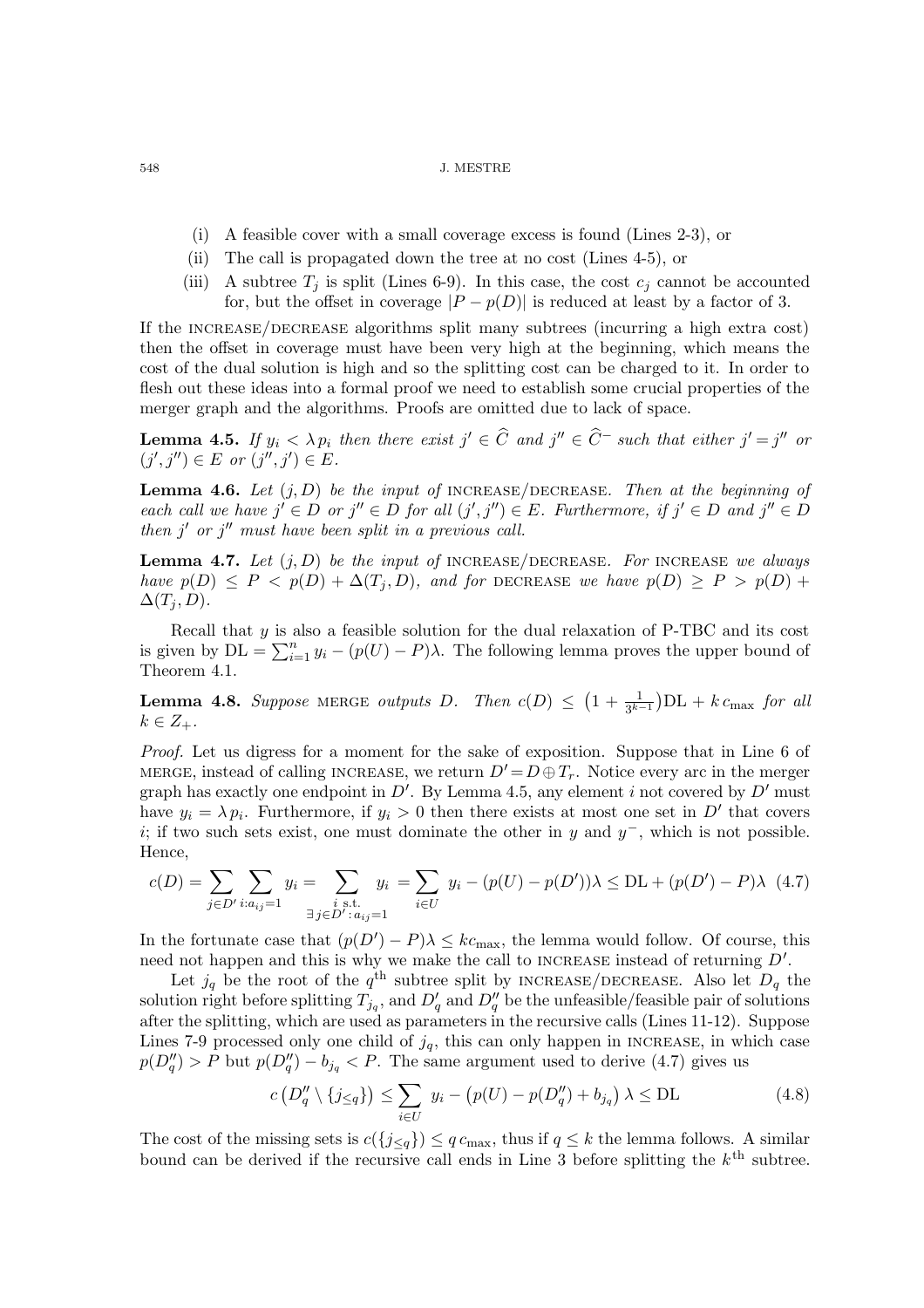(i) A feasible cover with a small coverage excess is found (Lines 2-3), or

(ii) The call is propagated down the tree at no cost (Lines 4-5), or

(iii) A subtree $T_j$ is split (Lines 6-9). In this case, the cost $c_j$ cannot be accounted for, but the offset in coverage $|P - p(D)|$ is reduced at least by a factor of 3.

If the INCREASE/DECREASE algorithms split many subtrees (incurring a high extra cost) then the offset in coverage must have been very high at the beginning, which means the cost of the dual solution is high and so the splitting cost can be charged to it. In order to flesh out these ideas into a formal proof we need to establish some crucial properties of the merger graph and the algorithms. Proofs are omitted due to lack of space.

**Lemma 4.5.** *If $y_i < \lambda p_i$ then there exist $j' \in \widehat{C}$ and $j'' \in \widehat{C}^-$ such that either $j' = j''$ or $(j', j'') \in E$ or $(j'', j') \in E$.*

**Lemma 4.6.** *Let $(j, D)$ be the input of* INCREASE/DECREASE. *Then at the beginning of each call we have $j' \in D$ or $j'' \in D$ for all $(j', j'') \in E$. Furthermore, if $j' \in D$ and $j'' \in D$ then $j'$ or $j''$ must have been split in a previous call.*

**Lemma 4.7.** *Let $(j, D)$ be the input of* INCREASE/DECREASE. *For* INCREASE *we always have $p(D) \leq P < p(D) + \Delta(T_j, D)$, and for* DECREASE *we have $p(D) \geq P > p(D) + \Delta(T_j, D)$.*

Recall that $y$ is also a feasible solution for the dual relaxation of P-TBC and its cost is given by $\mathrm{DL} = \sum_{i=1}^{n} y_i - (p(U) - P)\lambda$. The following lemma proves the upper bound of Theorem 4.1.

**Lemma 4.8.** *Suppose* MERGE *outputs $D$. Then $c(D) \leq \left(1 + \frac{1}{3^{k-1}}\right)\mathrm{DL} + k\, c_{\max}$ for all $k \in Z_+$.*

*Proof.* Let us digress for a moment for the sake of exposition. Suppose that in Line 6 of MERGE, instead of calling INCREASE, we return $D' = D \oplus T_r$. Notice every arc in the merger graph has exactly one endpoint in $D'$. By Lemma 4.5, any element $i$ not covered by $D'$ must have $y_i = \lambda p_i$. Furthermore, if $y_i > 0$ then there exists at most one set in $D'$ that covers $i$; if two such sets exist, one must dominate the other in $y$ and $y^-$, which is not possible. Hence,

$$c(D) = \sum_{j \in D'} \sum_{i : a_{ij} = 1} y_i = \sum_{\substack{i \text{ s.t.} \\ \exists j \in D' : a_{ij} = 1}} y_i = \sum_{i \in U} y_i - (p(U) - p(D'))\lambda \leq \mathrm{DL} + (p(D') - P)\lambda \quad (4.7)$$

In the fortunate case that $(p(D') - P)\lambda \leq k c_{\max}$, the lemma would follow. Of course, this need not happen and this is why we make the call to INCREASE instead of returning $D'$.

Let $j_q$ be the root of the $q^{\text{th}}$ subtree split by INCREASE/DECREASE. Also let $D_q$ the solution right before splitting $T_{j_q}$, and $D'_q$ and $D''_q$ be the unfeasible/feasible pair of solutions after the splitting, which are used as parameters in the recursive calls (Lines 11-12). Suppose Lines 7-9 processed only one child of $j_q$, this can only happen in INCREASE, in which case $p(D''_q) > P$ but $p(D''_q) - b_{j_q} < P$. The same argument used to derive (4.7) gives us

$$c\left(D''_q \setminus \{j_{\leq q}\}\right) \leq \sum_{i \in U} y_i - \left(p(U) - p(D''_q) + b_{j_q}\right)\lambda \leq \mathrm{DL} \quad (4.8)$$

The cost of the missing sets is $c(\{j_{\leq q}\}) \leq q\, c_{\max}$, thus if $q \leq k$ the lemma follows. A similar bound can be derived if the recursive call ends in Line 3 before splitting the $k^{\text{th}}$ subtree.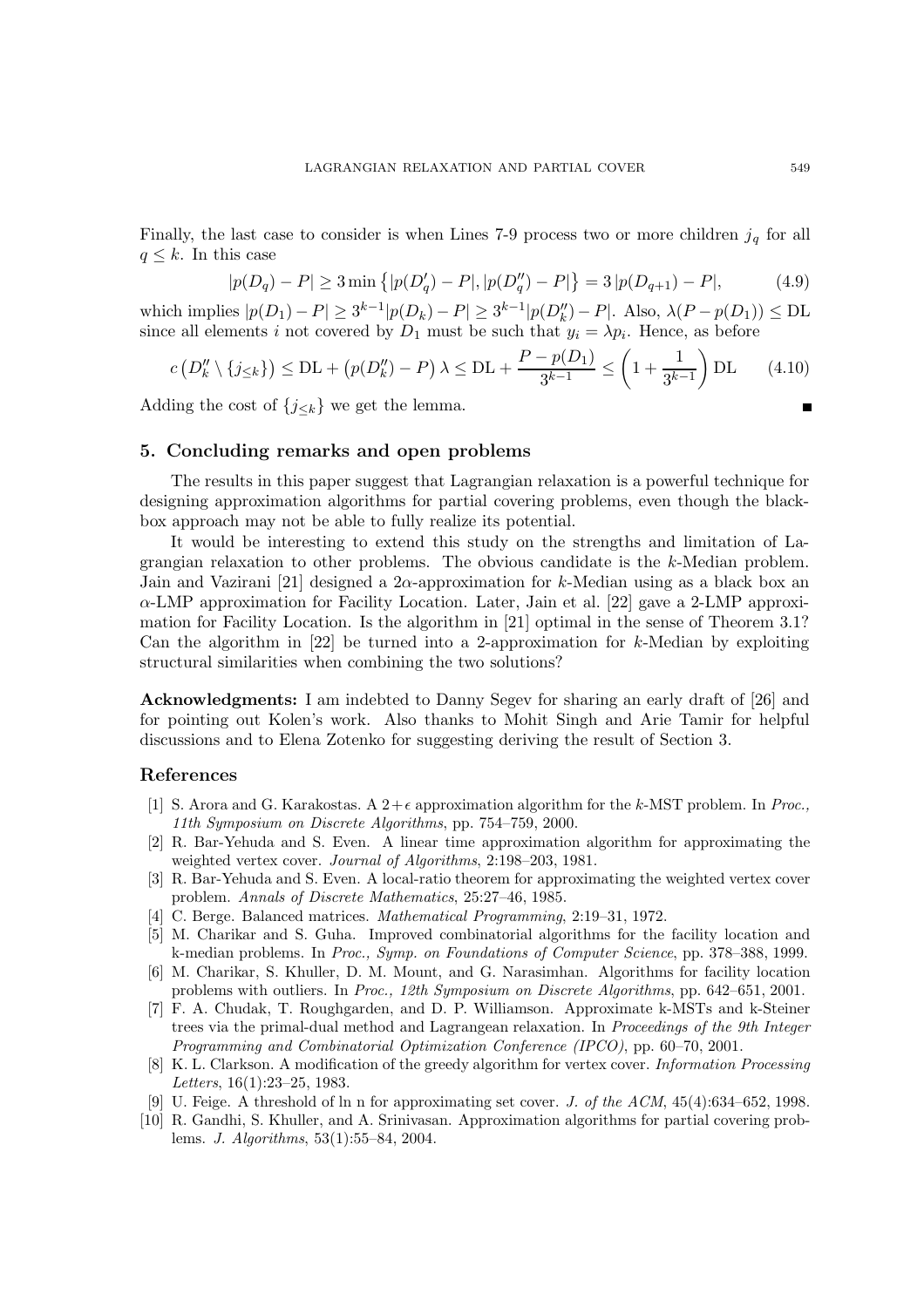Finally, the last case to consider is when Lines 7-9 process two or more children $j_q$ for all $q \leq k$. In this case

$$|p(D_q) - P| \geq 3 \min \left\{ |p(D'_q) - P|, |p(D''_q) - P| \right\} = 3\, |p(D_{q+1}) - P|, \tag{4.9}$$

which implies $|p(D_1) - P| \geq 3^{k-1} |p(D_k) - P| \geq 3^{k-1} |p(D''_k) - P|$. Also, $\lambda(P - p(D_1)) \leq \mathrm{DL}$ since all elements $i$ not covered by $D_1$ must be such that $y_i = \lambda p_i$. Hence, as before

$$c\left(D''_k \setminus \{j_{\leq k}\}\right) \leq \mathrm{DL} + \left(p(D''_k) - P\right)\lambda \leq \mathrm{DL} + \frac{P - p(D_1)}{3^{k-1}} \leq \left(1 + \frac{1}{3^{k-1}}\right)\mathrm{DL} \tag{4.10}$$

Adding the cost of $\{j_{<k}\}$ we get the lemma. ∎

## 5. Concluding remarks and open problems

The results in this paper suggest that Lagrangian relaxation is a powerful technique for designing approximation algorithms for partial covering problems, even though the black-box approach may not be able to fully realize its potential.

It would be interesting to extend this study on the strengths and limitation of Lagrangian relaxation to other problems. The obvious candidate is the $k$-Median problem. Jain and Vazirani [21] designed a $2\alpha$-approximation for $k$-Median using as a black box an $\alpha$-LMP approximation for Facility Location. Later, Jain et al. [22] gave a 2-LMP approximation for Facility Location. Is the algorithm in [21] optimal in the sense of Theorem 3.1? Can the algorithm in [22] be turned into a 2-approximation for $k$-Median by exploiting structural similarities when combining the two solutions?

**Acknowledgments:** I am indebted to Danny Segev for sharing an early draft of [26] and for pointing out Kolen's work. Also thanks to Mohit Singh and Arie Tamir for helpful discussions and to Elena Zotenko for suggesting deriving the result of Section 3.

## References

[1] S. Arora and G. Karakostas. A $2+\epsilon$ approximation algorithm for the $k$-MST problem. In *Proc., 11th Symposium on Discrete Algorithms*, pp. 754–759, 2000.

[2] R. Bar-Yehuda and S. Even. A linear time approximation algorithm for approximating the weighted vertex cover. *Journal of Algorithms*, 2:198–203, 1981.

[3] R. Bar-Yehuda and S. Even. A local-ratio theorem for approximating the weighted vertex cover problem. *Annals of Discrete Mathematics*, 25:27–46, 1985.

[4] C. Berge. Balanced matrices. *Mathematical Programming*, 2:19–31, 1972.

[5] M. Charikar and S. Guha. Improved combinatorial algorithms for the facility location and k-median problems. In *Proc., Symp. on Foundations of Computer Science*, pp. 378–388, 1999.

[6] M. Charikar, S. Khuller, D. M. Mount, and G. Narasimhan. Algorithms for facility location problems with outliers. In *Proc., 12th Symposium on Discrete Algorithms*, pp. 642–651, 2001.

[7] F. A. Chudak, T. Roughgarden, and D. P. Williamson. Approximate k-MSTs and k-Steiner trees via the primal-dual method and Lagrangean relaxation. In *Proceedings of the 9th Integer Programming and Combinatorial Optimization Conference (IPCO)*, pp. 60–70, 2001.

[8] K. L. Clarkson. A modification of the greedy algorithm for vertex cover. *Information Processing Letters*, 16(1):23–25, 1983.

[9] U. Feige. A threshold of ln n for approximating set cover. *J. of the ACM*, 45(4):634–652, 1998.

[10] R. Gandhi, S. Khuller, and A. Srinivasan. Approximation algorithms for partial covering problems. *J. Algorithms*, 53(1):55–84, 2004.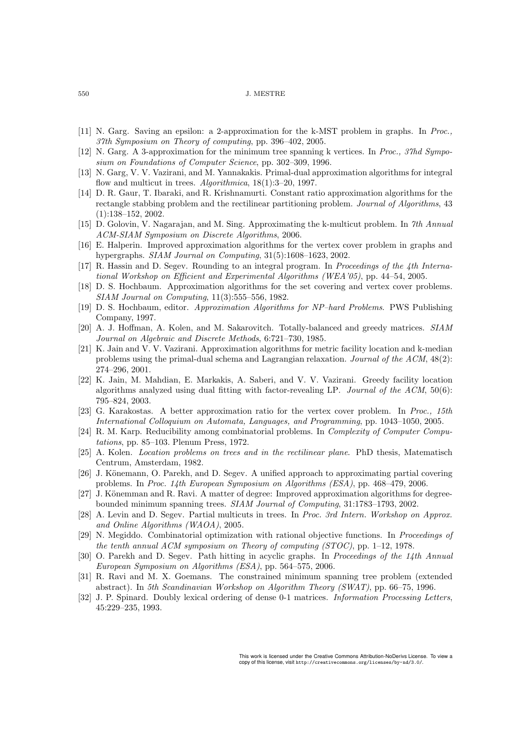[11] N. Garg. Saving an epsilon: a 2-approximation for the k-MST problem in graphs. In *Proc., 37th Symposium on Theory of computing*, pp. 396–402, 2005.

[12] N. Garg. A 3-approximation for the minimum tree spanning k vertices. In *Proc., 37hd Symposium on Foundations of Computer Science*, pp. 302–309, 1996.

[13] N. Garg, V. V. Vazirani, and M. Yannakakis. Primal-dual approximation algorithms for integral flow and multicut in trees. *Algorithmica*, 18(1):3–20, 1997.

[14] D. R. Gaur, T. Ibaraki, and R. Krishnamurti. Constant ratio approximation algorithms for the rectangle stabbing problem and the rectilinear partitioning problem. *Journal of Algorithms*, 43 (1):138–152, 2002.

[15] D. Golovin, V. Nagarajan, and M. Sing. Approximating the k-multicut problem. In *7th Annual ACM-SIAM Symposium on Discrete Algorithms*, 2006.

[16] E. Halperin. Improved approximation algorithms for the vertex cover problem in graphs and hypergraphs. *SIAM Journal on Computing*, 31(5):1608–1623, 2002.

[17] R. Hassin and D. Segev. Rounding to an integral program. In *Proceedings of the 4th International Workshop on Efficient and Experimental Algorithms (WEA'05)*, pp. 44–54, 2005.

[18] D. S. Hochbaum. Approximation algorithms for the set covering and vertex cover problems. *SIAM Journal on Computing*, 11(3):555–556, 1982.

[19] D. S. Hochbaum, editor. *Approximation Algorithms for NP–hard Problems*. PWS Publishing Company, 1997.

[20] A. J. Hoffman, A. Kolen, and M. Sakarovitch. Totally-balanced and greedy matrices. *SIAM Journal on Algebraic and Discrete Methods*, 6:721–730, 1985.

[21] K. Jain and V. V. Vazirani. Approximation algorithms for metric facility location and k-median problems using the primal-dual schema and Lagrangian relaxation. *Journal of the ACM*, 48(2): 274–296, 2001.

[22] K. Jain, M. Mahdian, E. Markakis, A. Saberi, and V. V. Vazirani. Greedy facility location algorithms analyzed using dual fitting with factor-revealing LP. *Journal of the ACM*, 50(6): 795–824, 2003.

[23] G. Karakostas. A better approximation ratio for the vertex cover problem. In *Proc., 15th International Colloquium on Automata, Languages, and Programming*, pp. 1043–1050, 2005.

[24] R. M. Karp. Reducibility among combinatorial problems. In *Complexity of Computer Computations*, pp. 85–103. Plenum Press, 1972.

[25] A. Kolen. *Location problems on trees and in the rectilinear plane*. PhD thesis, Matematisch Centrum, Amsterdam, 1982.

[26] J. Könemann, O. Parekh, and D. Segev. A unified approach to approximating partial covering problems. In *Proc. 14th European Symposium on Algorithms (ESA)*, pp. 468–479, 2006.

[27] J. Könemman and R. Ravi. A matter of degree: Improved approximation algorithms for degree-bounded minimum spanning trees. *SIAM Journal of Computing*, 31:1783–1793, 2002.

[28] A. Levin and D. Segev. Partial multicuts in trees. In *Proc. 3rd Intern. Workshop on Approx. and Online Algorithms (WAOA)*, 2005.

[29] N. Megiddo. Combinatorial optimization with rational objective functions. In *Proceedings of the tenth annual ACM symposium on Theory of computing (STOC)*, pp. 1–12, 1978.

[30] O. Parekh and D. Segev. Path hitting in acyclic graphs. In *Proceedings of the 14th Annual European Symposium on Algorithms (ESA)*, pp. 564–575, 2006.

[31] R. Ravi and M. X. Goemans. The constrained minimum spanning tree problem (extended abstract). In *5th Scandinavian Workshop on Algorithm Theory (SWAT)*, pp. 66–75, 1996.

[32] J. P. Spinard. Doubly lexical ordering of dense 0-1 matrices. *Information Processing Letters*, 45:229–235, 1993.

This work is licensed under the Creative Commons Attribution-NoDerivs License. To view a copy of this license, visit http://creativecommons.org/licenses/by-nd/3.0/.